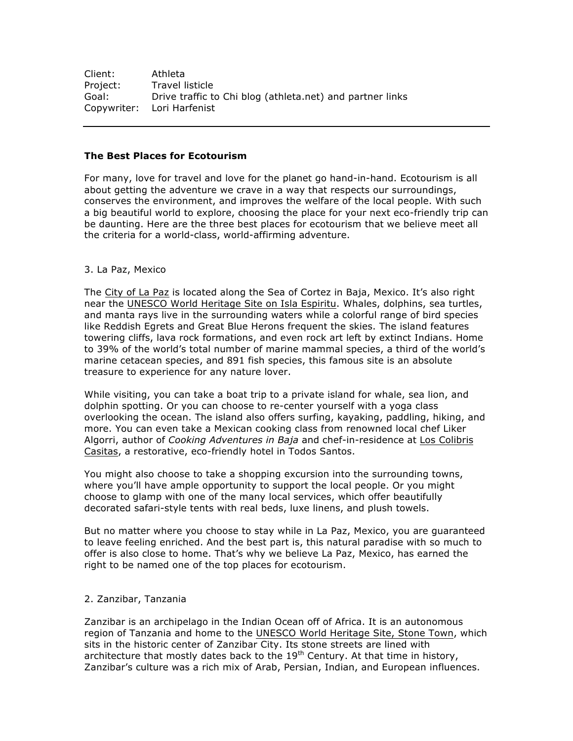Client: Athleta
Project: Travel listicle
Goal: Drive traffic to Chi blog (athleta.net) and partner links
Copywriter: Lori Harfenist

---

**The Best Places for Ecotourism**

For many, love for travel and love for the planet go hand-in-hand. Ecotourism is all about getting the adventure we crave in a way that respects our surroundings, conserves the environment, and improves the welfare of the local people. With such a big beautiful world to explore, choosing the place for your next eco-friendly trip can be daunting. Here are the three best places for ecotourism that we believe meet all the criteria for a world-class, world-affirming adventure.

3. La Paz, Mexico

The City of La Paz is located along the Sea of Cortez in Baja, Mexico. It's also right near the UNESCO World Heritage Site on Isla Espiritu. Whales, dolphins, sea turtles, and manta rays live in the surrounding waters while a colorful range of bird species like Reddish Egrets and Great Blue Herons frequent the skies. The island features towering cliffs, lava rock formations, and even rock art left by extinct Indians. Home to 39% of the world's total number of marine mammal species, a third of the world's marine cetacean species, and 891 fish species, this famous site is an absolute treasure to experience for any nature lover.

While visiting, you can take a boat trip to a private island for whale, sea lion, and dolphin spotting. Or you can choose to re-center yourself with a yoga class overlooking the ocean. The island also offers surfing, kayaking, paddling, hiking, and more. You can even take a Mexican cooking class from renowned local chef Liker Algorri, author of *Cooking Adventures in Baja* and chef-in-residence at Los Colibris Casitas, a restorative, eco-friendly hotel in Todos Santos.

You might also choose to take a shopping excursion into the surrounding towns, where you'll have ample opportunity to support the local people. Or you might choose to glamp with one of the many local services, which offer beautifully decorated safari-style tents with real beds, luxe linens, and plush towels.

But no matter where you choose to stay while in La Paz, Mexico, you are guaranteed to leave feeling enriched. And the best part is, this natural paradise with so much to offer is also close to home. That's why we believe La Paz, Mexico, has earned the right to be named one of the top places for ecotourism.

2. Zanzibar, Tanzania

Zanzibar is an archipelago in the Indian Ocean off of Africa. It is an autonomous region of Tanzania and home to the UNESCO World Heritage Site, Stone Town, which sits in the historic center of Zanzibar City. Its stone streets are lined with architecture that mostly dates back to the 19th Century. At that time in history, Zanzibar's culture was a rich mix of Arab, Persian, Indian, and European influences.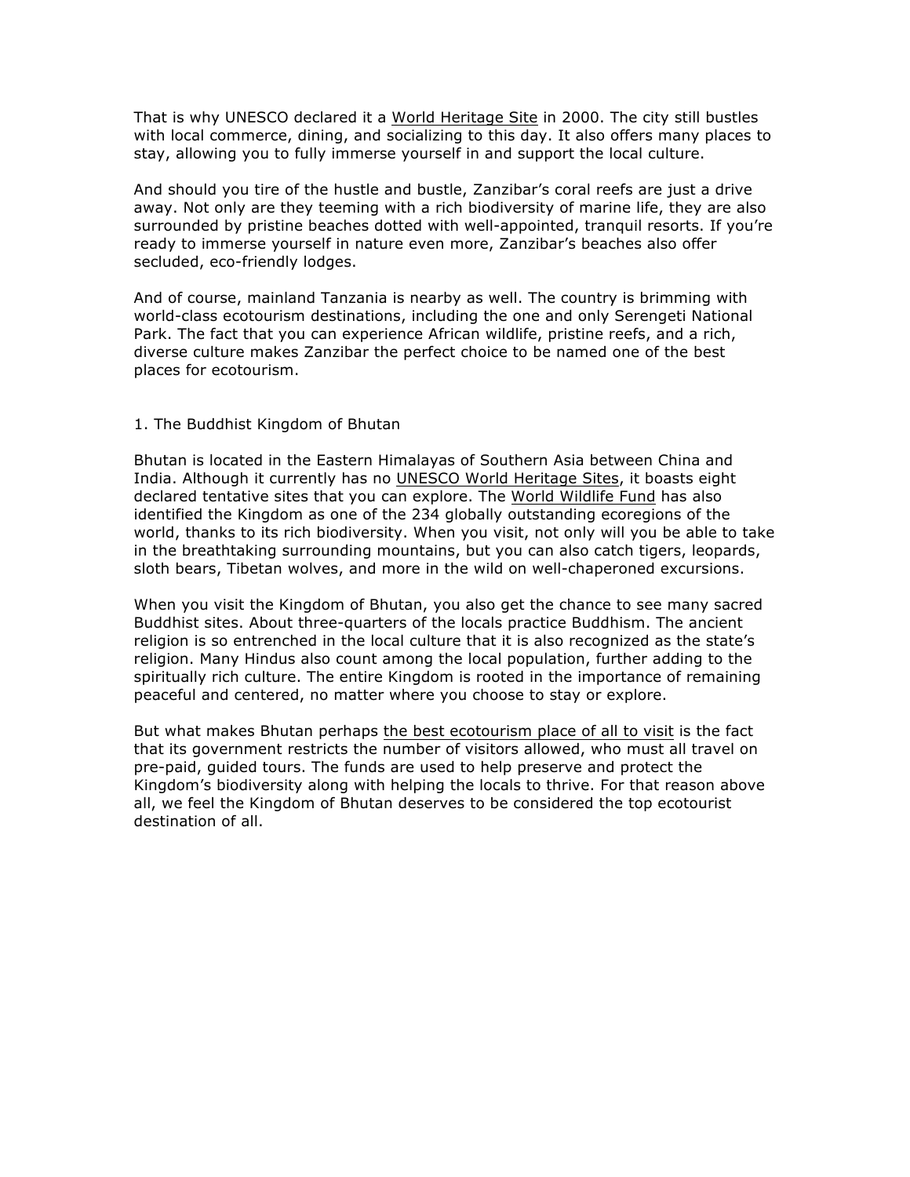That is why UNESCO declared it a World Heritage Site in 2000. The city still bustles with local commerce, dining, and socializing to this day. It also offers many places to stay, allowing you to fully immerse yourself in and support the local culture.

And should you tire of the hustle and bustle, Zanzibar's coral reefs are just a drive away. Not only are they teeming with a rich biodiversity of marine life, they are also surrounded by pristine beaches dotted with well-appointed, tranquil resorts. If you're ready to immerse yourself in nature even more, Zanzibar's beaches also offer secluded, eco-friendly lodges.

And of course, mainland Tanzania is nearby as well. The country is brimming with world-class ecotourism destinations, including the one and only Serengeti National Park. The fact that you can experience African wildlife, pristine reefs, and a rich, diverse culture makes Zanzibar the perfect choice to be named one of the best places for ecotourism.

## 1. The Buddhist Kingdom of Bhutan

Bhutan is located in the Eastern Himalayas of Southern Asia between China and India. Although it currently has no UNESCO World Heritage Sites, it boasts eight declared tentative sites that you can explore. The World Wildlife Fund has also identified the Kingdom as one of the 234 globally outstanding ecoregions of the world, thanks to its rich biodiversity. When you visit, not only will you be able to take in the breathtaking surrounding mountains, but you can also catch tigers, leopards, sloth bears, Tibetan wolves, and more in the wild on well-chaperoned excursions.

When you visit the Kingdom of Bhutan, you also get the chance to see many sacred Buddhist sites. About three-quarters of the locals practice Buddhism. The ancient religion is so entrenched in the local culture that it is also recognized as the state's religion. Many Hindus also count among the local population, further adding to the spiritually rich culture. The entire Kingdom is rooted in the importance of remaining peaceful and centered, no matter where you choose to stay or explore.

But what makes Bhutan perhaps the best ecotourism place of all to visit is the fact that its government restricts the number of visitors allowed, who must all travel on pre-paid, guided tours. The funds are used to help preserve and protect the Kingdom's biodiversity along with helping the locals to thrive. For that reason above all, we feel the Kingdom of Bhutan deserves to be considered the top ecotourist destination of all.